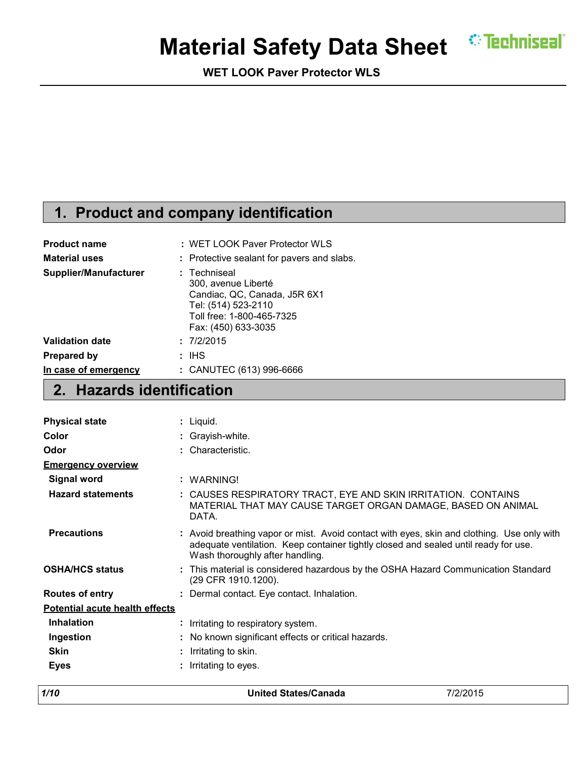# Material Safety Data Sheet

**WET LOOK Paver Protector WLS**

## 1. Product and company identification

**Product name** : WET LOOK Paver Protector WLS

**Material uses** : Protective sealant for pavers and slabs.

**Supplier/Manufacturer** : Techniseal
300, avenue Liberté
Candiac, QC, Canada, J5R 6X1
Tel: (514) 523-2110
Toll free: 1-800-465-7325
Fax: (450) 633-3035

**Validation date** : 7/2/2015

**Prepared by** : IHS

**In case of emergency** : CANUTEC (613) 996-6666

## 2. Hazards identification

**Physical state** : Liquid.

**Color** : Grayish-white.

**Odor** : Characteristic.

**Emergency overview**

**Signal word** : WARNING!

**Hazard statements** : CAUSES RESPIRATORY TRACT, EYE AND SKIN IRRITATION. CONTAINS MATERIAL THAT MAY CAUSE TARGET ORGAN DAMAGE, BASED ON ANIMAL DATA.

**Precautions** : Avoid breathing vapor or mist. Avoid contact with eyes, skin and clothing. Use only with adequate ventilation. Keep container tightly closed and sealed until ready for use. Wash thoroughly after handling.

**OSHA/HCS status** : This material is considered hazardous by the OSHA Hazard Communication Standard (29 CFR 1910.1200).

**Routes of entry** : Dermal contact. Eye contact. Inhalation.

**Potential acute health effects**

**Inhalation** : Irritating to respiratory system.

**Ingestion** : No known significant effects or critical hazards.

**Skin** : Irritating to skin.

**Eyes** : Irritating to eyes.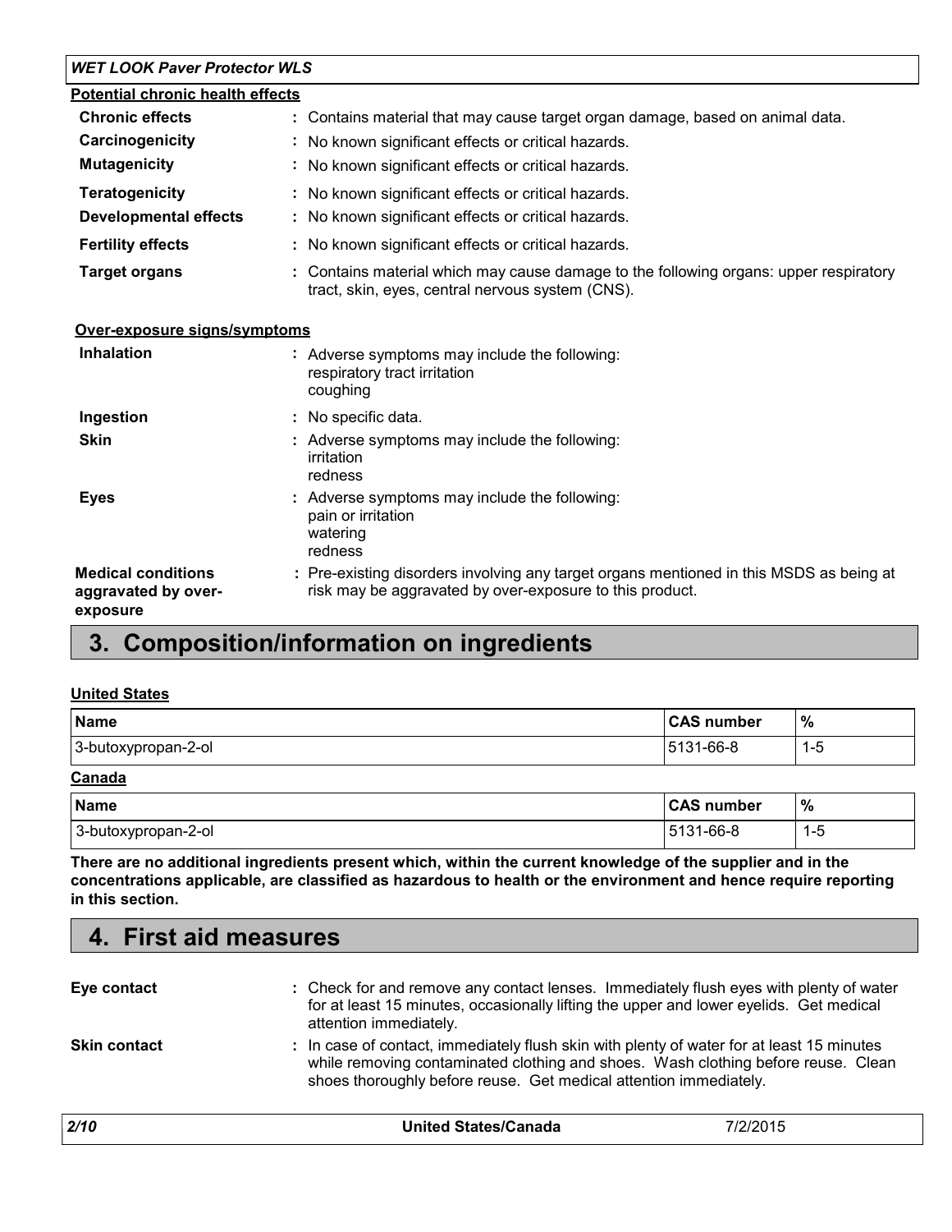**Potential chronic health effects**

| | |
|---|---|
| **Chronic effects** | : Contains material that may cause target organ damage, based on animal data. |
| **Carcinogenicity** | : No known significant effects or critical hazards. |
| **Mutagenicity** | : No known significant effects or critical hazards. |
| **Teratogenicity** | : No known significant effects or critical hazards. |
| **Developmental effects** | : No known significant effects or critical hazards. |
| **Fertility effects** | : No known significant effects or critical hazards. |
| **Target organs** | : Contains material which may cause damage to the following organs: upper respiratory tract, skin, eyes, central nervous system (CNS). |

**Over-exposure signs/symptoms**

| | |
|---|---|
| **Inhalation** | : Adverse symptoms may include the following: respiratory tract irritation coughing |
| **Ingestion** | : No specific data. |
| **Skin** | : Adverse symptoms may include the following: irritation redness |
| **Eyes** | : Adverse symptoms may include the following: pain or irritation watering redness |
| **Medical conditions aggravated by over-exposure** | : Pre-existing disorders involving any target organs mentioned in this MSDS as being at risk may be aggravated by over-exposure to this product. |

## 3. Composition/information on ingredients

**United States**

| Name | CAS number | % |
|---|---|---|
| 3-butoxypropan-2-ol | 5131-66-8 | 1-5 |

**Canada**

| Name | CAS number | % |
|---|---|---|
| 3-butoxypropan-2-ol | 5131-66-8 | 1-5 |

**There are no additional ingredients present which, within the current knowledge of the supplier and in the concentrations applicable, are classified as hazardous to health or the environment and hence require reporting in this section.**

## 4. First aid measures

| | |
|---|---|
| **Eye contact** | : Check for and remove any contact lenses. Immediately flush eyes with plenty of water for at least 15 minutes, occasionally lifting the upper and lower eyelids. Get medical attention immediately. |
| **Skin contact** | : In case of contact, immediately flush skin with plenty of water for at least 15 minutes while removing contaminated clothing and shoes. Wash clothing before reuse. Clean shoes thoroughly before reuse. Get medical attention immediately. |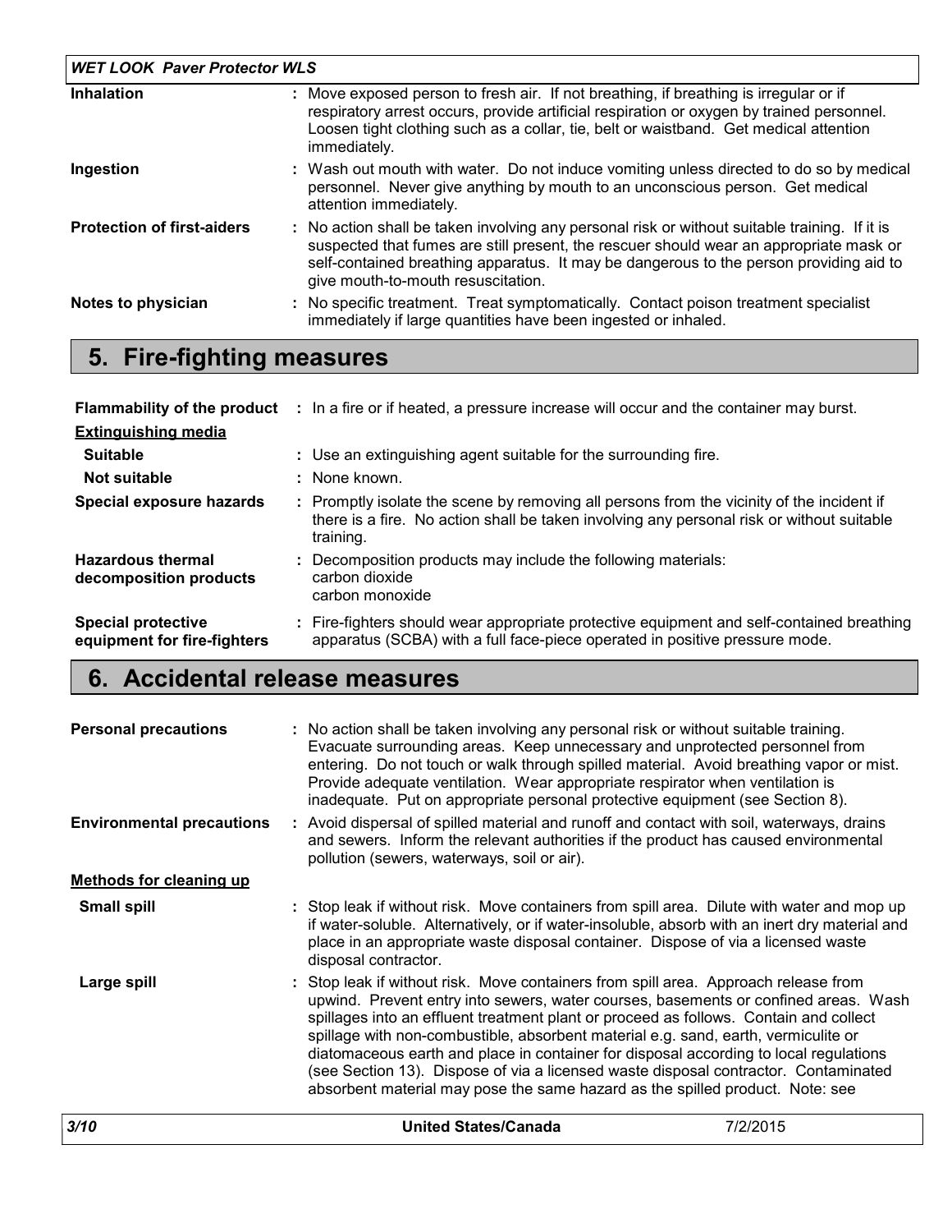| | |
|---|---|
| **Inhalation** | : Move exposed person to fresh air. If not breathing, if breathing is irregular or if respiratory arrest occurs, provide artificial respiration or oxygen by trained personnel. Loosen tight clothing such as a collar, tie, belt or waistband. Get medical attention immediately. |
| **Ingestion** | : Wash out mouth with water. Do not induce vomiting unless directed to do so by medical personnel. Never give anything by mouth to an unconscious person. Get medical attention immediately. |
| **Protection of first-aiders** | : No action shall be taken involving any personal risk or without suitable training. If it is suspected that fumes are still present, the rescuer should wear an appropriate mask or self-contained breathing apparatus. It may be dangerous to the person providing aid to give mouth-to-mouth resuscitation. |
| **Notes to physician** | : No specific treatment. Treat symptomatically. Contact poison treatment specialist immediately if large quantities have been ingested or inhaled. |

# 5. Fire-fighting measures

| | |
|---|---|
| **Flammability of the product** | : In a fire or if heated, a pressure increase will occur and the container may burst. |
| **Extinguishing media** | |
| **Suitable** | : Use an extinguishing agent suitable for the surrounding fire. |
| **Not suitable** | : None known. |
| **Special exposure hazards** | : Promptly isolate the scene by removing all persons from the vicinity of the incident if there is a fire. No action shall be taken involving any personal risk or without suitable training. |
| **Hazardous thermal decomposition products** | : Decomposition products may include the following materials: carbon dioxide carbon monoxide |
| **Special protective equipment for fire-fighters** | : Fire-fighters should wear appropriate protective equipment and self-contained breathing apparatus (SCBA) with a full face-piece operated in positive pressure mode. |

# 6. Accidental release measures

| | |
|---|---|
| **Personal precautions** | : No action shall be taken involving any personal risk or without suitable training. Evacuate surrounding areas. Keep unnecessary and unprotected personnel from entering. Do not touch or walk through spilled material. Avoid breathing vapor or mist. Provide adequate ventilation. Wear appropriate respirator when ventilation is inadequate. Put on appropriate personal protective equipment (see Section 8). |
| **Environmental precautions** | : Avoid dispersal of spilled material and runoff and contact with soil, waterways, drains and sewers. Inform the relevant authorities if the product has caused environmental pollution (sewers, waterways, soil or air). |
| **Methods for cleaning up** | |
| **Small spill** | : Stop leak if without risk. Move containers from spill area. Dilute with water and mop up if water-soluble. Alternatively, or if water-insoluble, absorb with an inert dry material and place in an appropriate waste disposal container. Dispose of via a licensed waste disposal contractor. |
| **Large spill** | : Stop leak if without risk. Move containers from spill area. Approach release from upwind. Prevent entry into sewers, water courses, basements or confined areas. Wash spillages into an effluent treatment plant or proceed as follows. Contain and collect spillage with non-combustible, absorbent material e.g. sand, earth, vermiculite or diatomaceous earth and place in container for disposal according to local regulations (see Section 13). Dispose of via a licensed waste disposal contractor. Contaminated absorbent material may pose the same hazard as the spilled product. Note: see |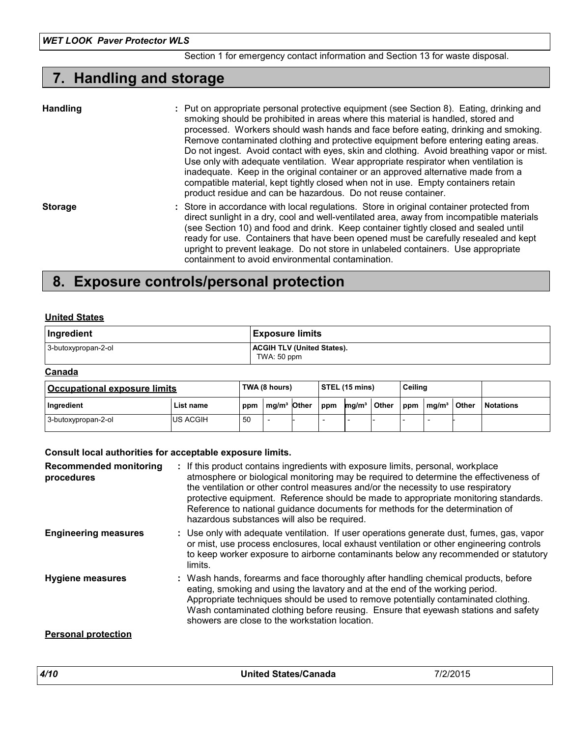Section 1 for emergency contact information and Section 13 for waste disposal.

## 7. Handling and storage

**Handling** : Put on appropriate personal protective equipment (see Section 8). Eating, drinking and smoking should be prohibited in areas where this material is handled, stored and processed. Workers should wash hands and face before eating, drinking and smoking. Remove contaminated clothing and protective equipment before entering eating areas. Do not ingest. Avoid contact with eyes, skin and clothing. Avoid breathing vapor or mist. Use only with adequate ventilation. Wear appropriate respirator when ventilation is inadequate. Keep in the original container or an approved alternative made from a compatible material, kept tightly closed when not in use. Empty containers retain product residue and can be hazardous. Do not reuse container.

**Storage** : Store in accordance with local regulations. Store in original container protected from direct sunlight in a dry, cool and well-ventilated area, away from incompatible materials (see Section 10) and food and drink. Keep container tightly closed and sealed until ready for use. Containers that have been opened must be carefully resealed and kept upright to prevent leakage. Do not store in unlabeled containers. Use appropriate containment to avoid environmental contamination.

## 8. Exposure controls/personal protection

**United States**

| Ingredient | Exposure limits |
|---|---|
| 3-butoxypropan-2-ol | **ACGIH TLV (United States).** TWA: 50 ppm |

**Canada**

| Occupational exposure limits | | TWA (8 hours) | | | STEL (15 mins) | | | Ceiling | | | |
|---|---|---|---|---|---|---|---|---|---|---|---|
| Ingredient | List name | ppm | mg/m³ | Other | ppm | mg/m³ | Other | ppm | mg/m³ | Other | Notations |
| 3-butoxypropan-2-ol | US ACGIH | 50 | - | - | - | - | - | - | - | - | |

**Consult local authorities for acceptable exposure limits.**

**Recommended monitoring procedures** : If this product contains ingredients with exposure limits, personal, workplace atmosphere or biological monitoring may be required to determine the effectiveness of the ventilation or other control measures and/or the necessity to use respiratory protective equipment. Reference should be made to appropriate monitoring standards. Reference to national guidance documents for methods for the determination of hazardous substances will also be required.

**Engineering measures** : Use only with adequate ventilation. If user operations generate dust, fumes, gas, vapor or mist, use process enclosures, local exhaust ventilation or other engineering controls to keep worker exposure to airborne contaminants below any recommended or statutory limits.

**Hygiene measures** : Wash hands, forearms and face thoroughly after handling chemical products, before eating, smoking and using the lavatory and at the end of the working period. Appropriate techniques should be used to remove potentially contaminated clothing. Wash contaminated clothing before reusing. Ensure that eyewash stations and safety showers are close to the workstation location.

**Personal protection**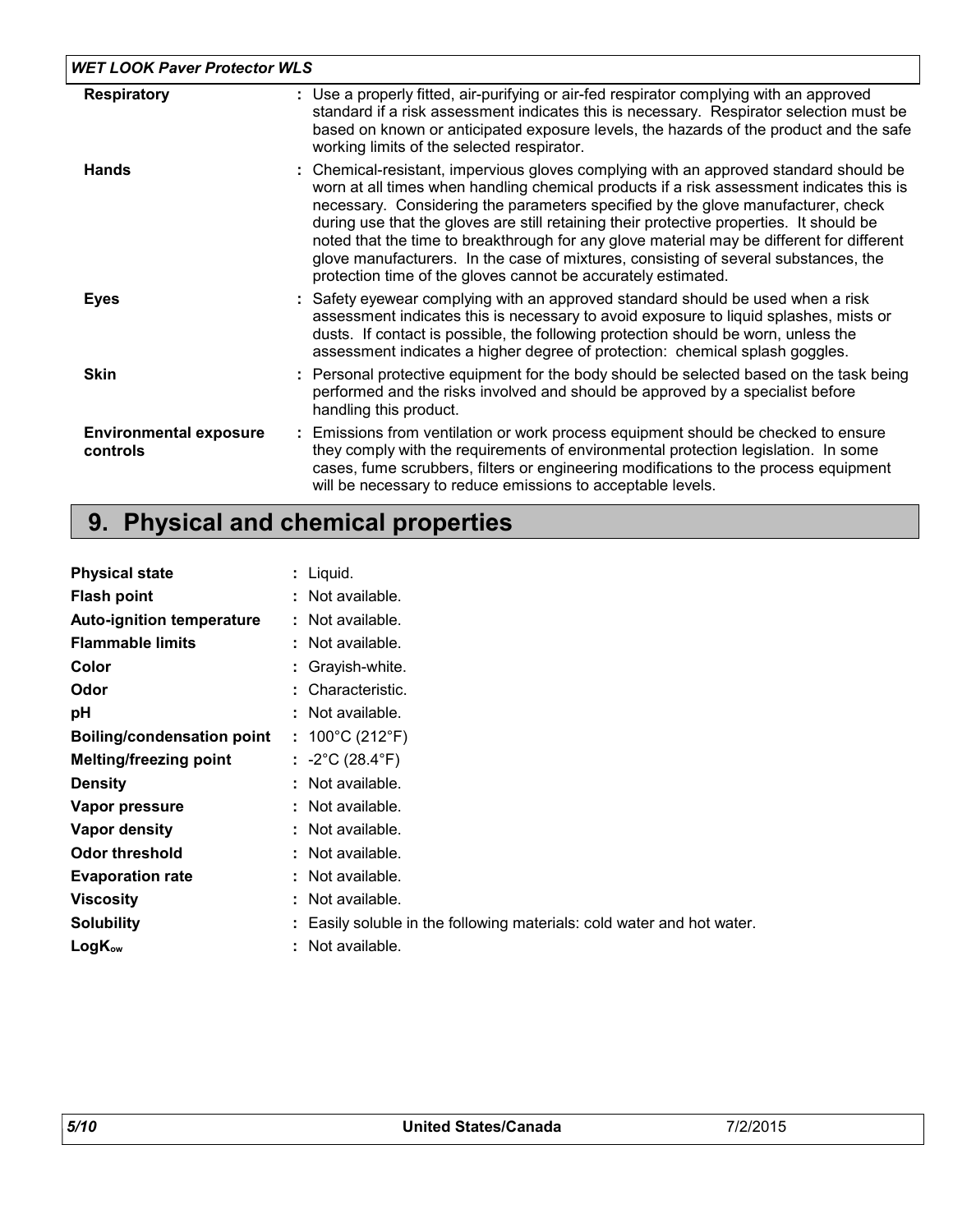| | |
|---|---|
| **Respiratory** | : Use a properly fitted, air-purifying or air-fed respirator complying with an approved standard if a risk assessment indicates this is necessary. Respirator selection must be based on known or anticipated exposure levels, the hazards of the product and the safe working limits of the selected respirator. |
| **Hands** | : Chemical-resistant, impervious gloves complying with an approved standard should be worn at all times when handling chemical products if a risk assessment indicates this is necessary. Considering the parameters specified by the glove manufacturer, check during use that the gloves are still retaining their protective properties. It should be noted that the time to breakthrough for any glove material may be different for different glove manufacturers. In the case of mixtures, consisting of several substances, the protection time of the gloves cannot be accurately estimated. |
| **Eyes** | : Safety eyewear complying with an approved standard should be used when a risk assessment indicates this is necessary to avoid exposure to liquid splashes, mists or dusts. If contact is possible, the following protection should be worn, unless the assessment indicates a higher degree of protection: chemical splash goggles. |
| **Skin** | : Personal protective equipment for the body should be selected based on the task being performed and the risks involved and should be approved by a specialist before handling this product. |
| **Environmental exposure controls** | : Emissions from ventilation or work process equipment should be checked to ensure they comply with the requirements of environmental protection legislation. In some cases, fume scrubbers, filters or engineering modifications to the process equipment will be necessary to reduce emissions to acceptable levels. |

## 9. Physical and chemical properties

| | |
|---|---|
| **Physical state** | : Liquid. |
| **Flash point** | : Not available. |
| **Auto-ignition temperature** | : Not available. |
| **Flammable limits** | : Not available. |
| **Color** | : Grayish-white. |
| **Odor** | : Characteristic. |
| **pH** | : Not available. |
| **Boiling/condensation point** | : 100°C (212°F) |
| **Melting/freezing point** | : -2°C (28.4°F) |
| **Density** | : Not available. |
| **Vapor pressure** | : Not available. |
| **Vapor density** | : Not available. |
| **Odor threshold** | : Not available. |
| **Evaporation rate** | : Not available. |
| **Viscosity** | : Not available. |
| **Solubility** | : Easily soluble in the following materials: cold water and hot water. |
| **$LogK_{ow}$** | : Not available. |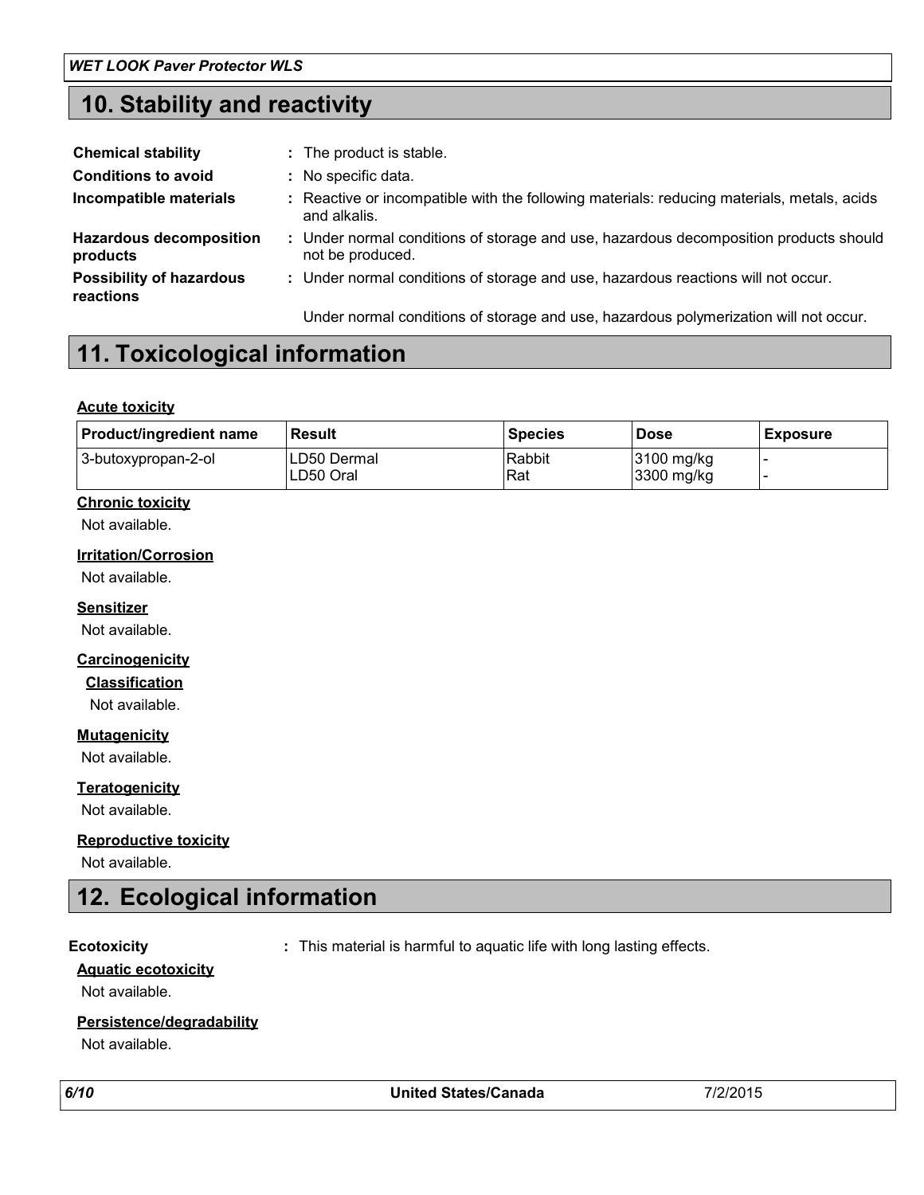## 10. Stability and reactivity

**Chemical stability** : The product is stable.

**Conditions to avoid** : No specific data.

**Incompatible materials** : Reactive or incompatible with the following materials: reducing materials, metals, acids and alkalis.

**Hazardous decomposition products** : Under normal conditions of storage and use, hazardous decomposition products should not be produced.

**Possibility of hazardous reactions** : Under normal conditions of storage and use, hazardous reactions will not occur.

Under normal conditions of storage and use, hazardous polymerization will not occur.

## 11. Toxicological information

**Acute toxicity**

| Product/ingredient name | Result | Species | Dose | Exposure |
|---|---|---|---|---|
| 3-butoxypropan-2-ol | LD50 Dermal<br>LD50 Oral | Rabbit<br>Rat | 3100 mg/kg<br>3300 mg/kg | -<br>- |

**Chronic toxicity**

Not available.

**Irritation/Corrosion**

Not available.

**Sensitizer**

Not available.

**Carcinogenicity**

**Classification**

Not available.

**Mutagenicity**

Not available.

**Teratogenicity**

Not available.

**Reproductive toxicity**

Not available.

## 12. Ecological information

**Ecotoxicity** : This material is harmful to aquatic life with long lasting effects.

**Aquatic ecotoxicity**

Not available.

**Persistence/degradability**

Not available.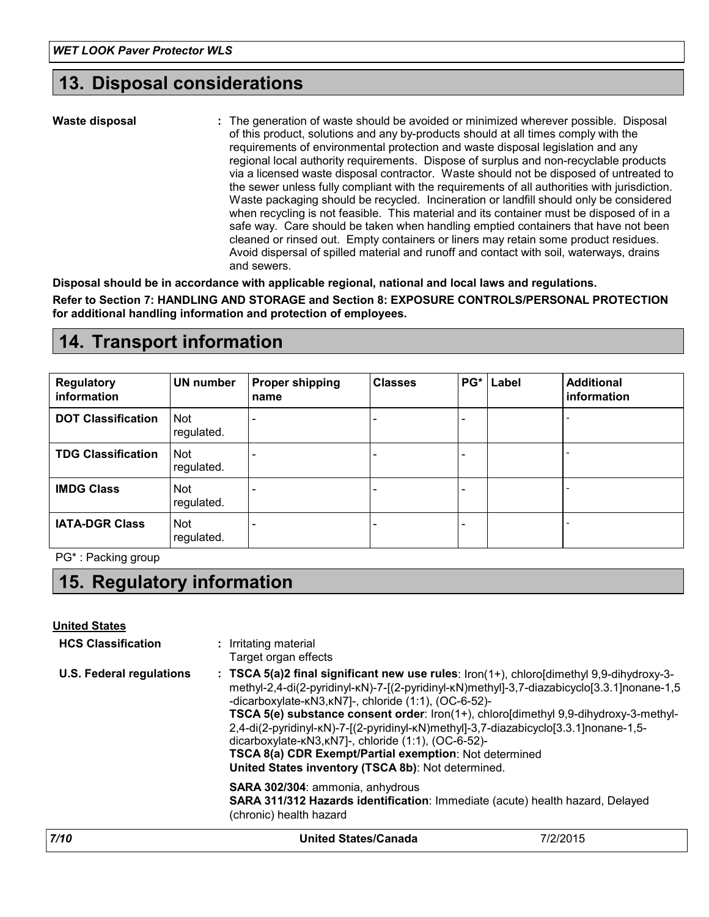## 13. Disposal considerations

**Waste disposal** : The generation of waste should be avoided or minimized wherever possible. Disposal of this product, solutions and any by-products should at all times comply with the requirements of environmental protection and waste disposal legislation and any regional local authority requirements. Dispose of surplus and non-recyclable products via a licensed waste disposal contractor. Waste should not be disposed of untreated to the sewer unless fully compliant with the requirements of all authorities with jurisdiction. Waste packaging should be recycled. Incineration or landfill should only be considered when recycling is not feasible. This material and its container must be disposed of in a safe way. Care should be taken when handling emptied containers that have not been cleaned or rinsed out. Empty containers or liners may retain some product residues. Avoid dispersal of spilled material and runoff and contact with soil, waterways, drains and sewers.

**Disposal should be in accordance with applicable regional, national and local laws and regulations.**

**Refer to Section 7: HANDLING AND STORAGE and Section 8: EXPOSURE CONTROLS/PERSONAL PROTECTION for additional handling information and protection of employees.**

## 14. Transport information

| Regulatory information | UN number | Proper shipping name | Classes | PG* | Label | Additional information |
|---|---|---|---|---|---|---|
| **DOT Classification** | Not regulated. | - | - | - | | - |
| **TDG Classification** | Not regulated. | - | - | - | | - |
| **IMDG Class** | Not regulated. | - | - | - | | - |
| **IATA-DGR Class** | Not regulated. | - | - | - | | - |

PG* : Packing group

## 15. Regulatory information

**United States**

**HCS Classification** : Irritating material
Target organ effects

**U.S. Federal regulations** : **TSCA 5(a)2 final significant new use rules**: Iron(1+), chloro[dimethyl 9,9-dihydroxy-3-methyl-2,4-di(2-pyridinyl-κN)-7-[(2-pyridinyl-κN)methyl]-3,7-diazabicyclo[3.3.1]nonane-1,5-dicarboxylate-κN3,κN7]-, chloride (1:1), (OC-6-52)-
**TSCA 5(e) substance consent order**: Iron(1+), chloro[dimethyl 9,9-dihydroxy-3-methyl-2,4-di(2-pyridinyl-κN)-7-[(2-pyridinyl-κN)methyl]-3,7-diazabicyclo[3.3.1]nonane-1,5-dicarboxylate-κN3,κN7]-, chloride (1:1), (OC-6-52)-
**TSCA 8(a) CDR Exempt/Partial exemption**: Not determined
**United States inventory (TSCA 8b)**: Not determined.

**SARA 302/304**: ammonia, anhydrous
**SARA 311/312 Hazards identification**: Immediate (acute) health hazard, Delayed (chronic) health hazard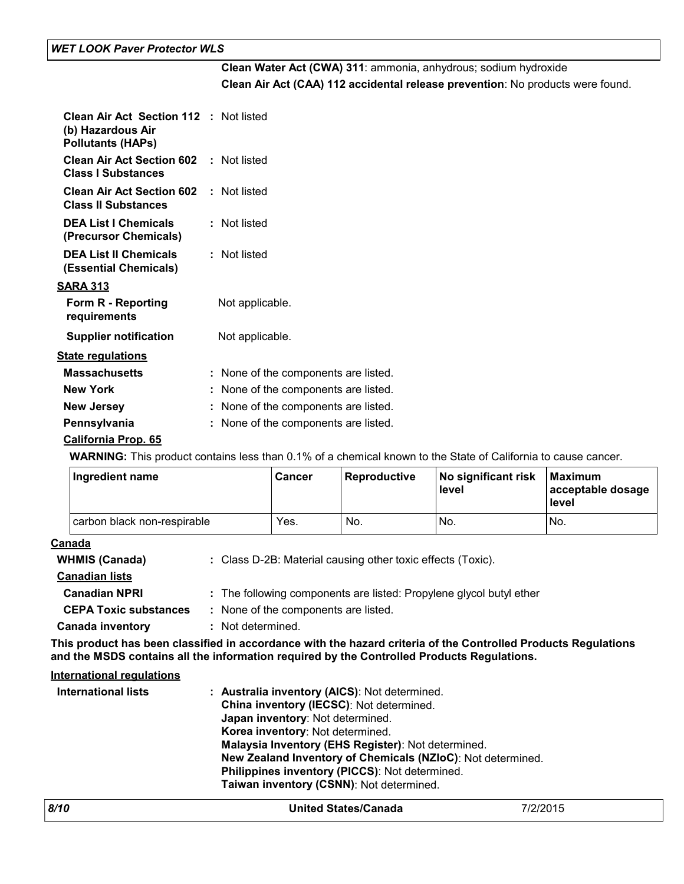**Clean Water Act (CWA) 311**: ammonia, anhydrous; sodium hydroxide

**Clean Air Act (CAA) 112 accidental release prevention**: No products were found.

**Clean Air Act Section 112 (b) Hazardous Air Pollutants (HAPs)** : Not listed

**Clean Air Act Section 602 Class I Substances** : Not listed

**Clean Air Act Section 602 Class II Substances** : Not listed

**DEA List I Chemicals (Precursor Chemicals)** : Not listed

**DEA List II Chemicals (Essential Chemicals)** : Not listed

**SARA 313**

**Form R - Reporting requirements** Not applicable.

**Supplier notification** Not applicable.

**State regulations**

**Massachusetts** : None of the components are listed.

**New York** : None of the components are listed.

**New Jersey** : None of the components are listed.

**Pennsylvania** : None of the components are listed.

**California Prop. 65**

**WARNING:** This product contains less than 0.1% of a chemical known to the State of California to cause cancer.

| Ingredient name | Cancer | Reproductive | No significant risk level | Maximum acceptable dosage level |
|---|---|---|---|---|
| carbon black non-respirable | Yes. | No. | No. | No. |

**Canada**

**WHMIS (Canada)** : Class D-2B: Material causing other toxic effects (Toxic).

**Canadian lists**

**Canadian NPRI** : The following components are listed: Propylene glycol butyl ether

**CEPA Toxic substances** : None of the components are listed.

**Canada inventory** : Not determined.

**This product has been classified in accordance with the hazard criteria of the Controlled Products Regulations and the MSDS contains all the information required by the Controlled Products Regulations.**

**International regulations**

**International lists** : **Australia inventory (AICS)**: Not determined.
**China inventory (IECSC)**: Not determined.
**Japan inventory**: Not determined.
**Korea inventory**: Not determined.
**Malaysia Inventory (EHS Register)**: Not determined.
**New Zealand Inventory of Chemicals (NZIoC)**: Not determined.
**Philippines inventory (PICCS)**: Not determined.
**Taiwan inventory (CSNN)**: Not determined.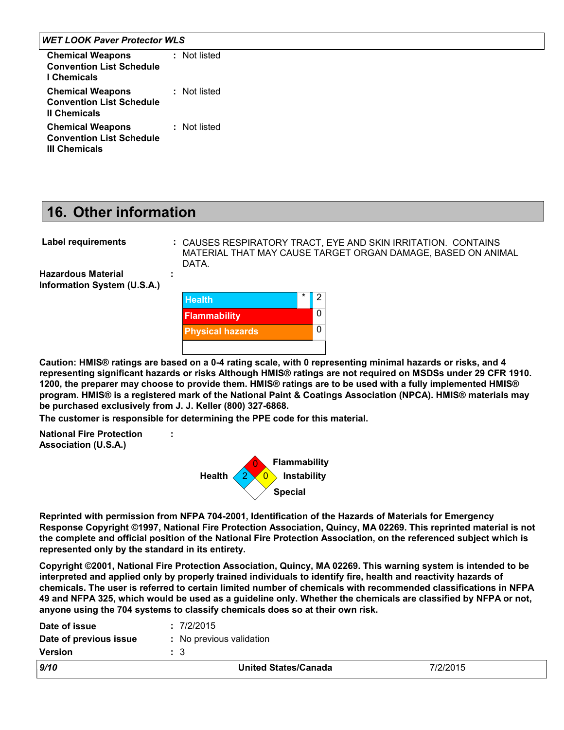**Chemical Weapons Convention List Schedule I Chemicals** : Not listed

**Chemical Weapons Convention List Schedule II Chemicals** : Not listed

**Chemical Weapons Convention List Schedule III Chemicals** : Not listed

## 16. Other information

**Label requirements** : CAUSES RESPIRATORY TRACT, EYE AND SKIN IRRITATION. CONTAINS MATERIAL THAT MAY CAUSE TARGET ORGAN DAMAGE, BASED ON ANIMAL DATA.

**Hazardous Material Information System (U.S.A.)** :

| | | |
|---|---|---|
| Health | * | 2 |
| Flammability | | 0 |
| Physical hazards | | 0 |

**Caution: HMIS® ratings are based on a 0-4 rating scale, with 0 representing minimal hazards or risks, and 4 representing significant hazards or risks Although HMIS® ratings are not required on MSDSs under 29 CFR 1910. 1200, the preparer may choose to provide them. HMIS® ratings are to be used with a fully implemented HMIS® program. HMIS® is a registered mark of the National Paint & Coatings Association (NPCA). HMIS® materials may be purchased exclusively from J. J. Keller (800) 327-6868.**

**The customer is responsible for determining the PPE code for this material.**

**National Fire Protection Association (U.S.A.)** :

Health: 2
Flammability: 0
Instability: 0
Special:

**Reprinted with permission from NFPA 704-2001, Identification of the Hazards of Materials for Emergency Response Copyright ©1997, National Fire Protection Association, Quincy, MA 02269. This reprinted material is not the complete and official position of the National Fire Protection Association, on the referenced subject which is represented only by the standard in its entirety.**

**Copyright ©2001, National Fire Protection Association, Quincy, MA 02269. This warning system is intended to be interpreted and applied only by properly trained individuals to identify fire, health and reactivity hazards of chemicals. The user is referred to certain limited number of chemicals with recommended classifications in NFPA 49 and NFPA 325, which would be used as a guideline only. Whether the chemicals are classified by NFPA or not, anyone using the 704 systems to classify chemicals does so at their own risk.**

**Date of issue** : 7/2/2015

**Date of previous issue** : No previous validation

**Version** : 3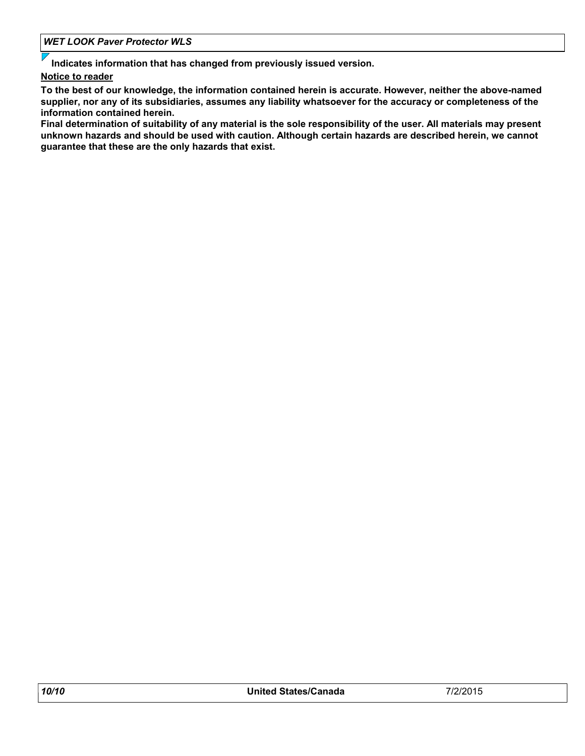Indicates information that has changed from previously issued version.

**Notice to reader**

**To the best of our knowledge, the information contained herein is accurate. However, neither the above-named supplier, nor any of its subsidiaries, assumes any liability whatsoever for the accuracy or completeness of the information contained herein.**

**Final determination of suitability of any material is the sole responsibility of the user. All materials may present unknown hazards and should be used with caution. Although certain hazards are described herein, we cannot guarantee that these are the only hazards that exist.**